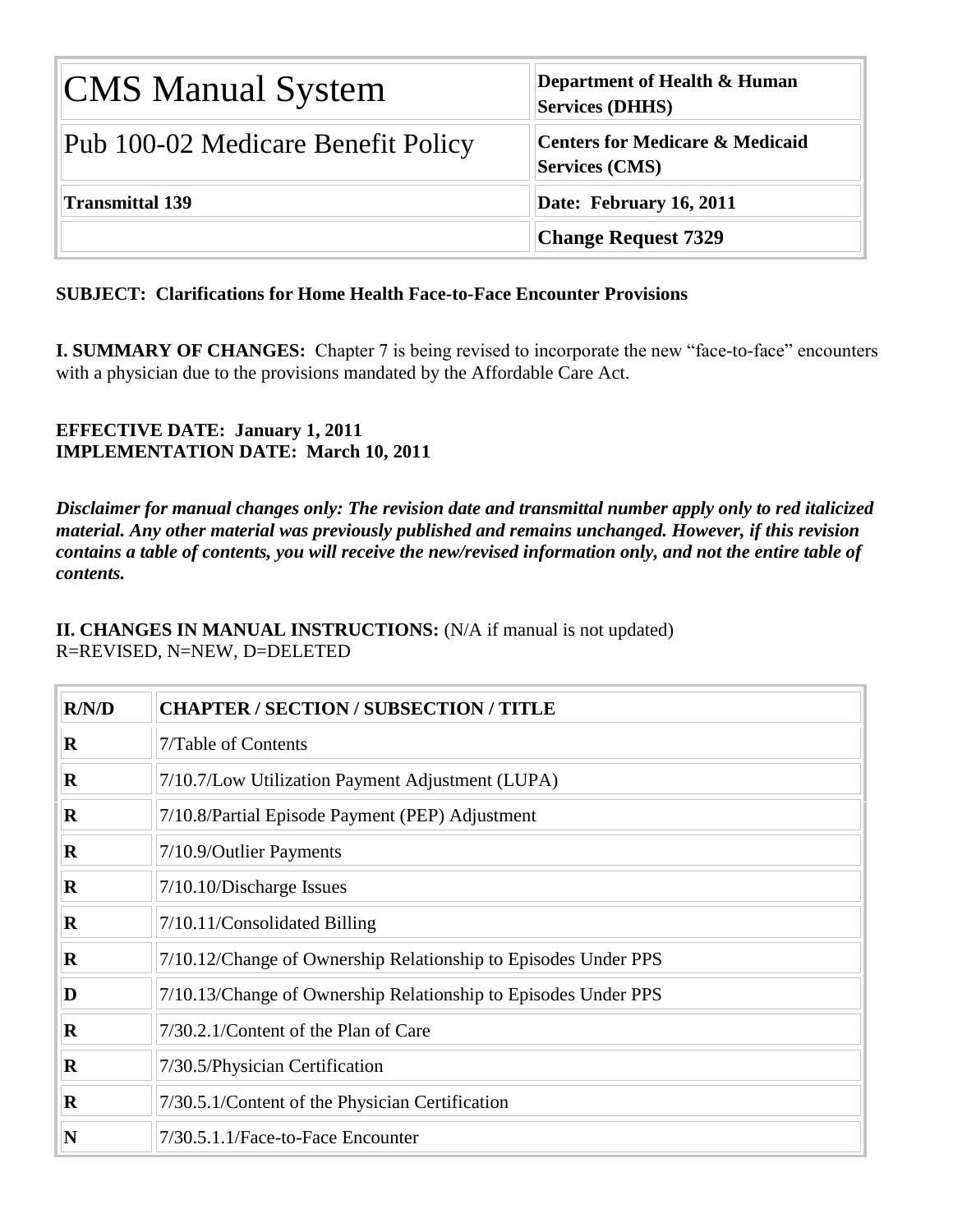| CMS Manual System | Department of Health & Human Services (DHHS) |
| --- | --- |
| Pub 100-02 Medicare Benefit Policy | Centers for Medicare & Medicaid Services (CMS) |
| **Transmittal 139** | **Date: February 16, 2011** |
| | **Change Request 7329** |

**SUBJECT: Clarifications for Home Health Face-to-Face Encounter Provisions**

**I. SUMMARY OF CHANGES:** Chapter 7 is being revised to incorporate the new "face-to-face" encounters with a physician due to the provisions mandated by the Affordable Care Act.

**EFFECTIVE DATE: January 1, 2011**
**IMPLEMENTATION DATE: March 10, 2011**

***Disclaimer for manual changes only: The revision date and transmittal number apply only to red italicized material. Any other material was previously published and remains unchanged. However, if this revision contains a table of contents, you will receive the new/revised information only, and not the entire table of contents.***

**II. CHANGES IN MANUAL INSTRUCTIONS:** (N/A if manual is not updated)
R=REVISED, N=NEW, D=DELETED

| R/N/D | CHAPTER / SECTION / SUBSECTION / TITLE |
| --- | --- |
| **R** | 7/Table of Contents |
| **R** | 7/10.7/Low Utilization Payment Adjustment (LUPA) |
| **R** | 7/10.8/Partial Episode Payment (PEP) Adjustment |
| **R** | 7/10.9/Outlier Payments |
| **R** | 7/10.10/Discharge Issues |
| **R** | 7/10.11/Consolidated Billing |
| **R** | 7/10.12/Change of Ownership Relationship to Episodes Under PPS |
| **D** | 7/10.13/Change of Ownership Relationship to Episodes Under PPS |
| **R** | 7/30.2.1/Content of the Plan of Care |
| **R** | 7/30.5/Physician Certification |
| **R** | 7/30.5.1/Content of the Physician Certification |
| **N** | 7/30.5.1.1/Face-to-Face Encounter |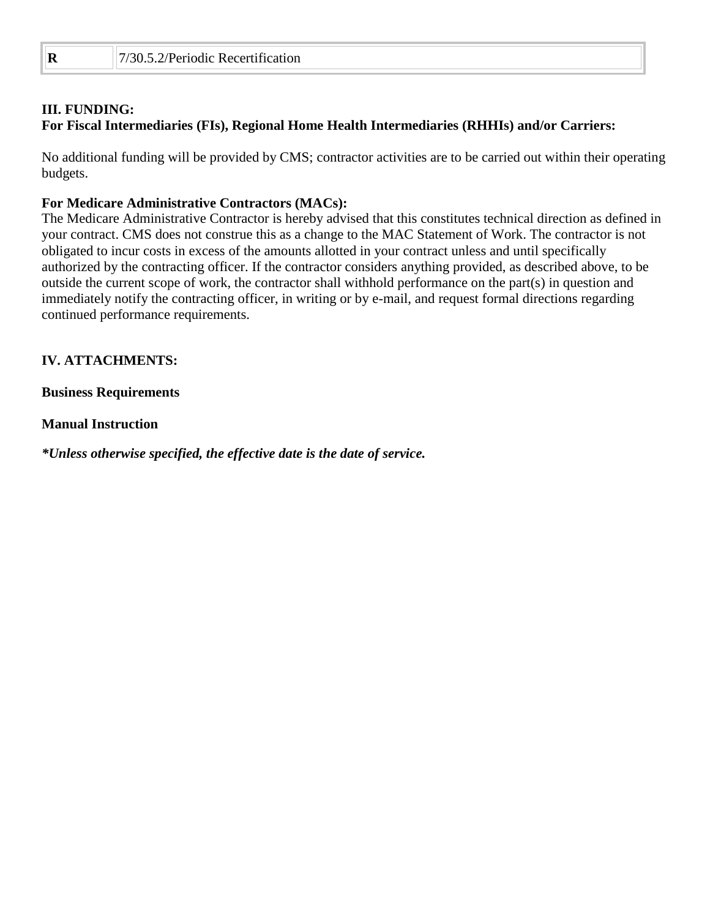| R | 7/30.5.2/Periodic Recertification |
| --- | --- |

**III. FUNDING:**
**For Fiscal Intermediaries (FIs), Regional Home Health Intermediaries (RHHIs) and/or Carriers:**

No additional funding will be provided by CMS; contractor activities are to be carried out within their operating budgets.

**For Medicare Administrative Contractors (MACs):**
The Medicare Administrative Contractor is hereby advised that this constitutes technical direction as defined in your contract. CMS does not construe this as a change to the MAC Statement of Work. The contractor is not obligated to incur costs in excess of the amounts allotted in your contract unless and until specifically authorized by the contracting officer. If the contractor considers anything provided, as described above, to be outside the current scope of work, the contractor shall withhold performance on the part(s) in question and immediately notify the contracting officer, in writing or by e-mail, and request formal directions regarding continued performance requirements.

**IV. ATTACHMENTS:**

**Business Requirements**

**Manual Instruction**

***Unless otherwise specified, the effective date is the date of service.***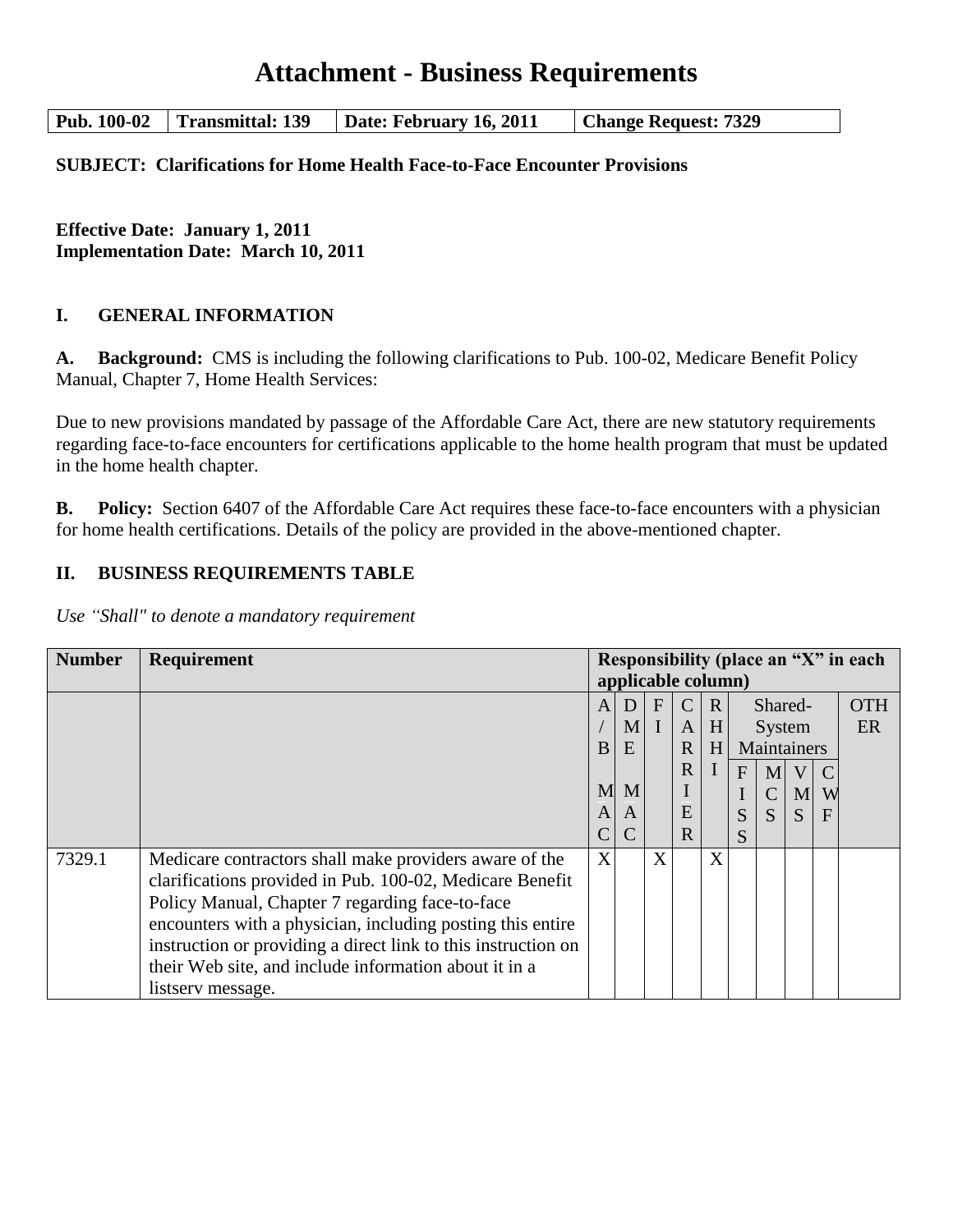# Attachment - Business Requirements

| Pub. 100-02 | Transmittal: 139 | Date: February 16, 2011 | Change Request: 7329 |
|---|---|---|---|

**SUBJECT: Clarifications for Home Health Face-to-Face Encounter Provisions**

**Effective Date: January 1, 2011**
**Implementation Date: March 10, 2011**

## I. GENERAL INFORMATION

**A. Background:** CMS is including the following clarifications to Pub. 100-02, Medicare Benefit Policy Manual, Chapter 7, Home Health Services:

Due to new provisions mandated by passage of the Affordable Care Act, there are new statutory requirements regarding face-to-face encounters for certifications applicable to the home health program that must be updated in the home health chapter.

**B. Policy:** Section 6407 of the Affordable Care Act requires these face-to-face encounters with a physician for home health certifications. Details of the policy are provided in the above-mentioned chapter.

## II. BUSINESS REQUIREMENTS TABLE

*Use "Shall" to denote a mandatory requirement*

| Number | Requirement | Responsibility (place an "X" in each applicable column) | | | | | | | | | |
|---|---|---|---|---|---|---|---|---|---|---|---|
| | | A/B MAC | DME MAC | FI | CARRIER | RHHI | Shared-System Maintainers | | | | OTHER |
| | | | | | | | FISS | MCS | VMS | CWF | |
| 7329.1 | Medicare contractors shall make providers aware of the clarifications provided in Pub. 100-02, Medicare Benefit Policy Manual, Chapter 7 regarding face-to-face encounters with a physician, including posting this entire instruction or providing a direct link to this instruction on their Web site, and include information about it in a listserv message. | X | | X | | X | | | | | |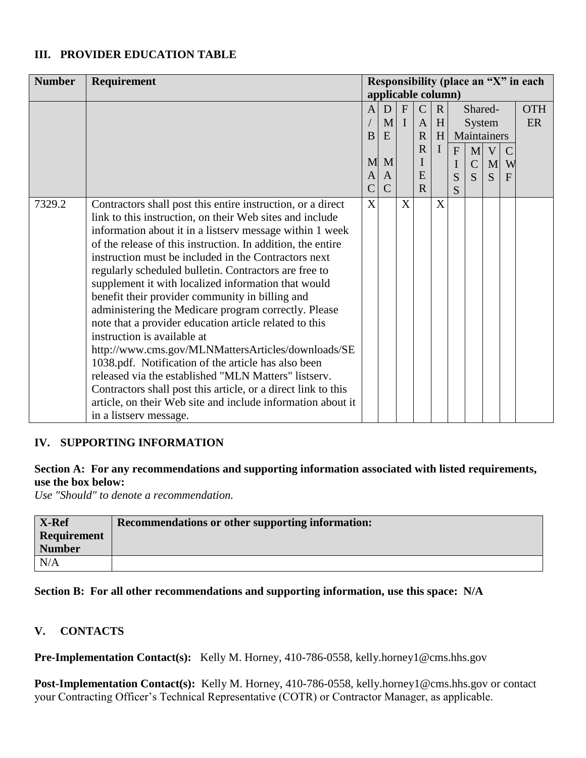### III. PROVIDER EDUCATION TABLE

| Number | Requirement | Responsibility (place an "X" in each applicable column) | | | | | | | | | |
|---|---|---|---|---|---|---|---|---|---|---|---|
| | | A/B MAC | DME MAC | FI | CARRIER | RHHI | Shared-System Maintainers | | | | OTHER |
| | | | | | | | FISS | MCS | VMS | CWF | |
| 7329.2 | Contractors shall post this entire instruction, or a direct link to this instruction, on their Web sites and include information about it in a listserv message within 1 week of the release of this instruction. In addition, the entire instruction must be included in the Contractors next regularly scheduled bulletin. Contractors are free to supplement it with localized information that would benefit their provider community in billing and administering the Medicare program correctly. Please note that a provider education article related to this instruction is available at http://www.cms.gov/MLNMattersArticles/downloads/SE1038.pdf. Notification of the article has also been released via the established "MLN Matters" listserv. Contractors shall post this article, or a direct link to this article, on their Web site and include information about it in a listserv message. | X | | X | | X | | | | | |

### IV. SUPPORTING INFORMATION

**Section A: For any recommendations and supporting information associated with listed requirements, use the box below:**
*Use "Should" to denote a recommendation.*

| X-Ref Requirement Number | Recommendations or other supporting information: |
|---|---|
| N/A | |

**Section B: For all other recommendations and supporting information, use this space: N/A**

### V. CONTACTS

**Pre-Implementation Contact(s):** Kelly M. Horney, 410-786-0558, kelly.horney1@cms.hhs.gov

**Post-Implementation Contact(s):** Kelly M. Horney, 410-786-0558, kelly.horney1@cms.hhs.gov or contact your Contracting Officer's Technical Representative (COTR) or Contractor Manager, as applicable.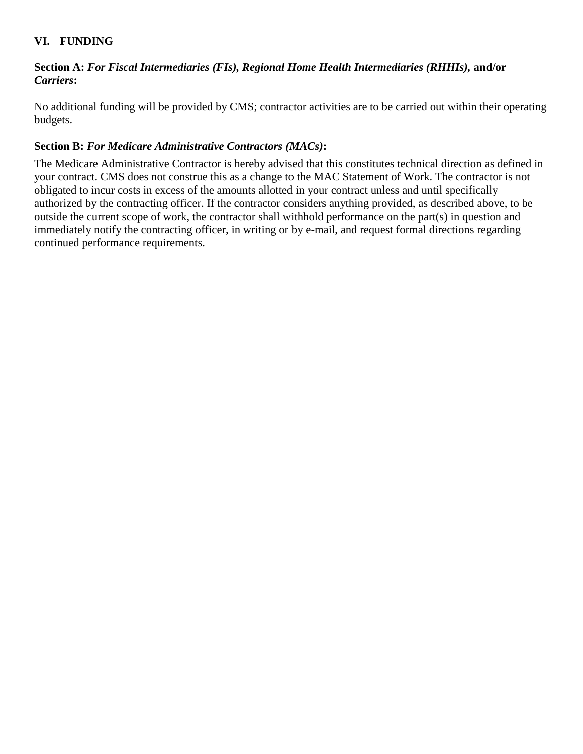## VI. FUNDING

**Section A:** ***For Fiscal Intermediaries (FIs), Regional Home Health Intermediaries (RHHIs),*** **and/or** ***Carriers*****:**

No additional funding will be provided by CMS; contractor activities are to be carried out within their operating budgets.

**Section B:** ***For Medicare Administrative Contractors (MACs)*****:**

The Medicare Administrative Contractor is hereby advised that this constitutes technical direction as defined in your contract. CMS does not construe this as a change to the MAC Statement of Work. The contractor is not obligated to incur costs in excess of the amounts allotted in your contract unless and until specifically authorized by the contracting officer. If the contractor considers anything provided, as described above, to be outside the current scope of work, the contractor shall withhold performance on the part(s) in question and immediately notify the contracting officer, in writing or by e-mail, and request formal directions regarding continued performance requirements.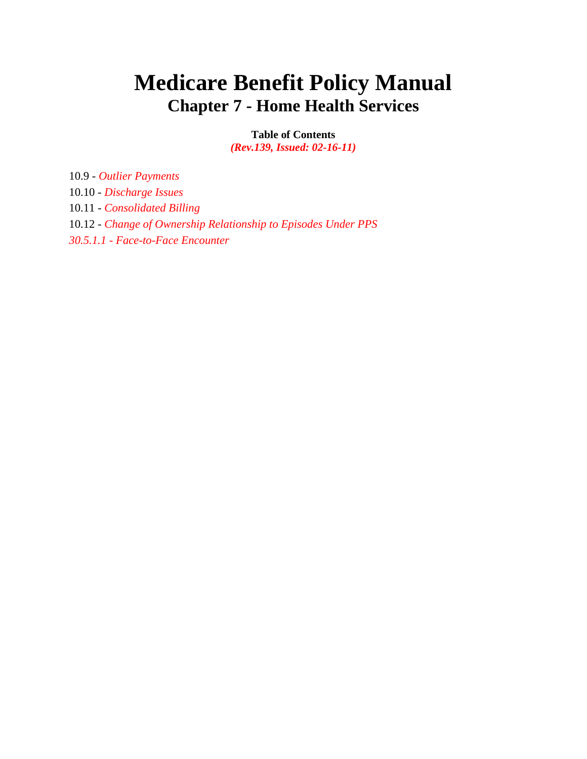# Medicare Benefit Policy Manual

## Chapter 7 - Home Health Services

**Table of Contents**

***(Rev.139, Issued: 02-16-11)***

10.9 - *Outlier Payments*

10.10 - *Discharge Issues*

10.11 - *Consolidated Billing*

10.12 - *Change of Ownership Relationship to Episodes Under PPS*

*30.5.1.1 - Face-to-Face Encounter*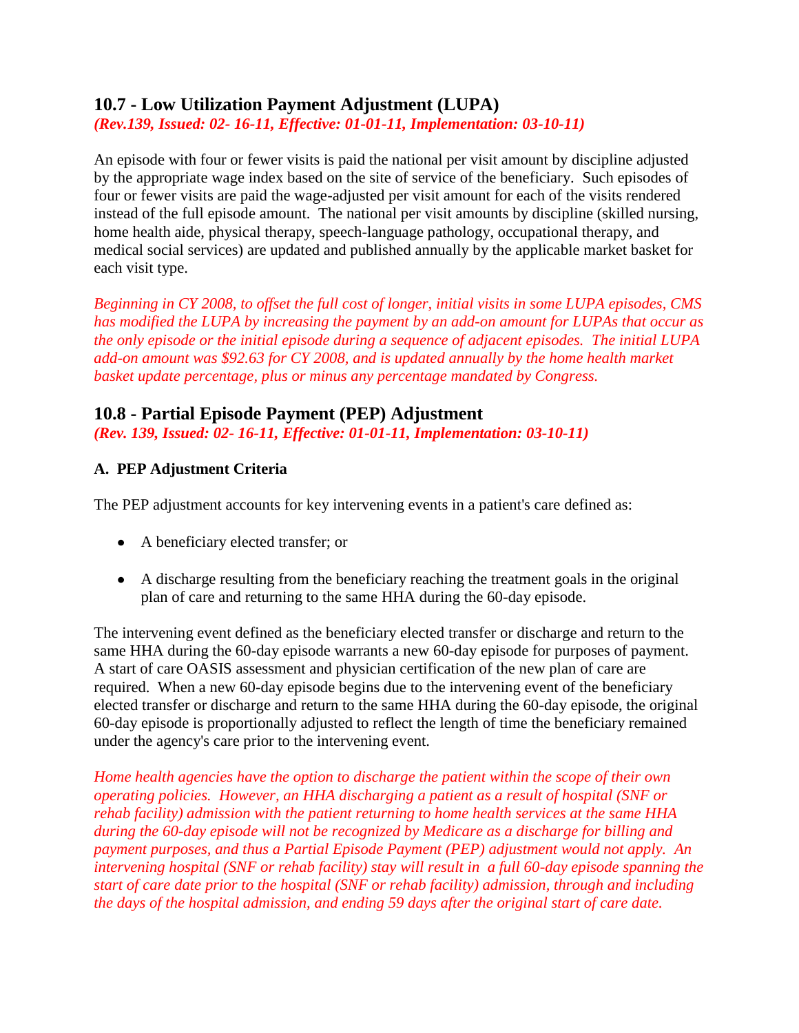## 10.7 - Low Utilization Payment Adjustment (LUPA)

*(Rev.139, Issued: 02- 16-11, Effective: 01-01-11, Implementation: 03-10-11)*

An episode with four or fewer visits is paid the national per visit amount by discipline adjusted by the appropriate wage index based on the site of service of the beneficiary. Such episodes of four or fewer visits are paid the wage-adjusted per visit amount for each of the visits rendered instead of the full episode amount. The national per visit amounts by discipline (skilled nursing, home health aide, physical therapy, speech-language pathology, occupational therapy, and medical social services) are updated and published annually by the applicable market basket for each visit type.

*Beginning in CY 2008, to offset the full cost of longer, initial visits in some LUPA episodes, CMS has modified the LUPA by increasing the payment by an add-on amount for LUPAs that occur as the only episode or the initial episode during a sequence of adjacent episodes. The initial LUPA add-on amount was $92.63 for CY 2008, and is updated annually by the home health market basket update percentage, plus or minus any percentage mandated by Congress.*

## 10.8 - Partial Episode Payment (PEP) Adjustment

*(Rev. 139, Issued: 02- 16-11, Effective: 01-01-11, Implementation: 03-10-11)*

### A. PEP Adjustment Criteria

The PEP adjustment accounts for key intervening events in a patient's care defined as:

- A beneficiary elected transfer; or
- A discharge resulting from the beneficiary reaching the treatment goals in the original plan of care and returning to the same HHA during the 60-day episode.

The intervening event defined as the beneficiary elected transfer or discharge and return to the same HHA during the 60-day episode warrants a new 60-day episode for purposes of payment. A start of care OASIS assessment and physician certification of the new plan of care are required. When a new 60-day episode begins due to the intervening event of the beneficiary elected transfer or discharge and return to the same HHA during the 60-day episode, the original 60-day episode is proportionally adjusted to reflect the length of time the beneficiary remained under the agency's care prior to the intervening event.

*Home health agencies have the option to discharge the patient within the scope of their own operating policies. However, an HHA discharging a patient as a result of hospital (SNF or rehab facility) admission with the patient returning to home health services at the same HHA during the 60-day episode will not be recognized by Medicare as a discharge for billing and payment purposes, and thus a Partial Episode Payment (PEP) adjustment would not apply. An intervening hospital (SNF or rehab facility) stay will result in a full 60-day episode spanning the start of care date prior to the hospital (SNF or rehab facility) admission, through and including the days of the hospital admission, and ending 59 days after the original start of care date.*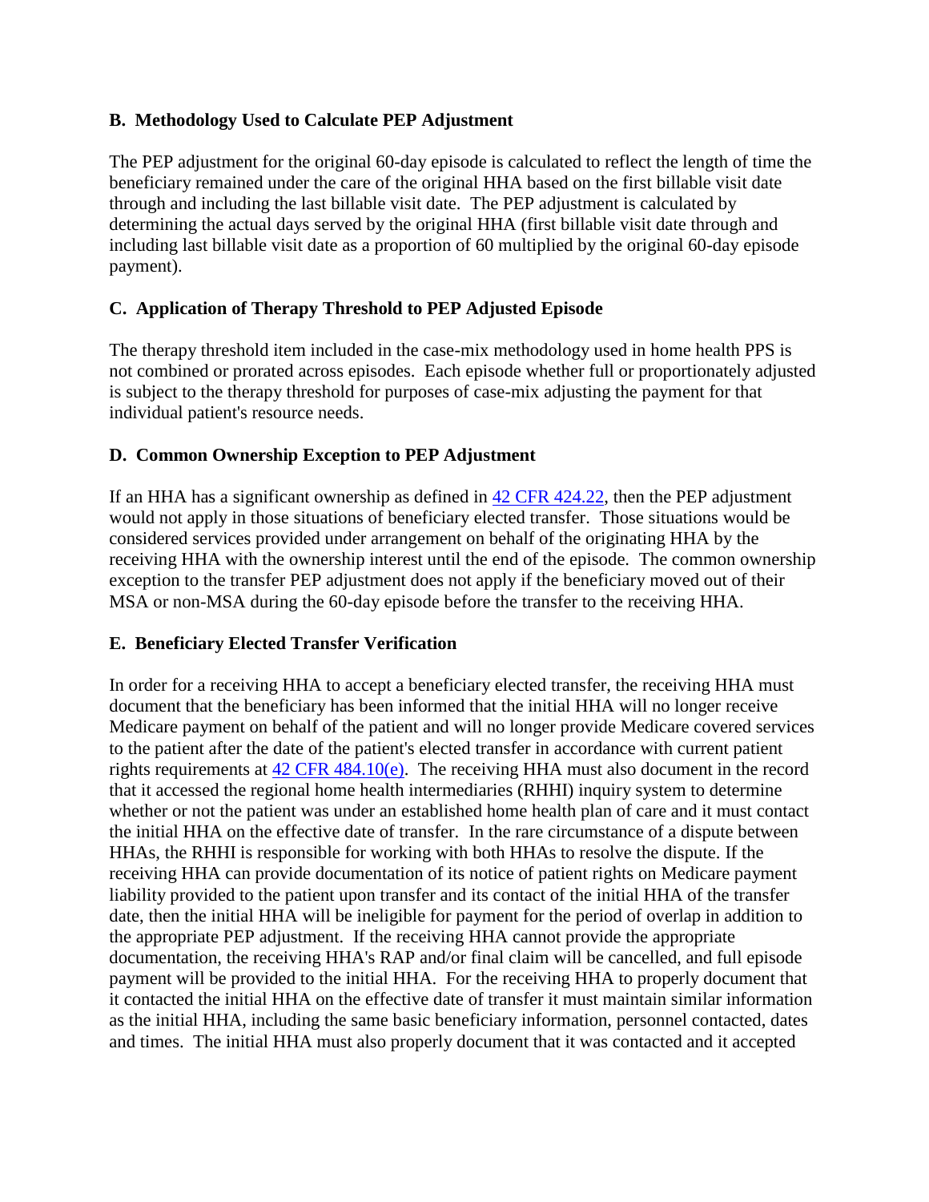### B. Methodology Used to Calculate PEP Adjustment

The PEP adjustment for the original 60-day episode is calculated to reflect the length of time the beneficiary remained under the care of the original HHA based on the first billable visit date through and including the last billable visit date. The PEP adjustment is calculated by determining the actual days served by the original HHA (first billable visit date through and including last billable visit date as a proportion of 60 multiplied by the original 60-day episode payment).

### C. Application of Therapy Threshold to PEP Adjusted Episode

The therapy threshold item included in the case-mix methodology used in home health PPS is not combined or prorated across episodes. Each episode whether full or proportionately adjusted is subject to the therapy threshold for purposes of case-mix adjusting the payment for that individual patient's resource needs.

### D. Common Ownership Exception to PEP Adjustment

If an HHA has a significant ownership as defined in [42 CFR 424.22](), then the PEP adjustment would not apply in those situations of beneficiary elected transfer. Those situations would be considered services provided under arrangement on behalf of the originating HHA by the receiving HHA with the ownership interest until the end of the episode. The common ownership exception to the transfer PEP adjustment does not apply if the beneficiary moved out of their MSA or non-MSA during the 60-day episode before the transfer to the receiving HHA.

### E. Beneficiary Elected Transfer Verification

In order for a receiving HHA to accept a beneficiary elected transfer, the receiving HHA must document that the beneficiary has been informed that the initial HHA will no longer receive Medicare payment on behalf of the patient and will no longer provide Medicare covered services to the patient after the date of the patient's elected transfer in accordance with current patient rights requirements at [42 CFR 484.10(e)](). The receiving HHA must also document in the record that it accessed the regional home health intermediaries (RHHI) inquiry system to determine whether or not the patient was under an established home health plan of care and it must contact the initial HHA on the effective date of transfer. In the rare circumstance of a dispute between HHAs, the RHHI is responsible for working with both HHAs to resolve the dispute. If the receiving HHA can provide documentation of its notice of patient rights on Medicare payment liability provided to the patient upon transfer and its contact of the initial HHA of the transfer date, then the initial HHA will be ineligible for payment for the period of overlap in addition to the appropriate PEP adjustment. If the receiving HHA cannot provide the appropriate documentation, the receiving HHA's RAP and/or final claim will be cancelled, and full episode payment will be provided to the initial HHA. For the receiving HHA to properly document that it contacted the initial HHA on the effective date of transfer it must maintain similar information as the initial HHA, including the same basic beneficiary information, personnel contacted, dates and times. The initial HHA must also properly document that it was contacted and it accepted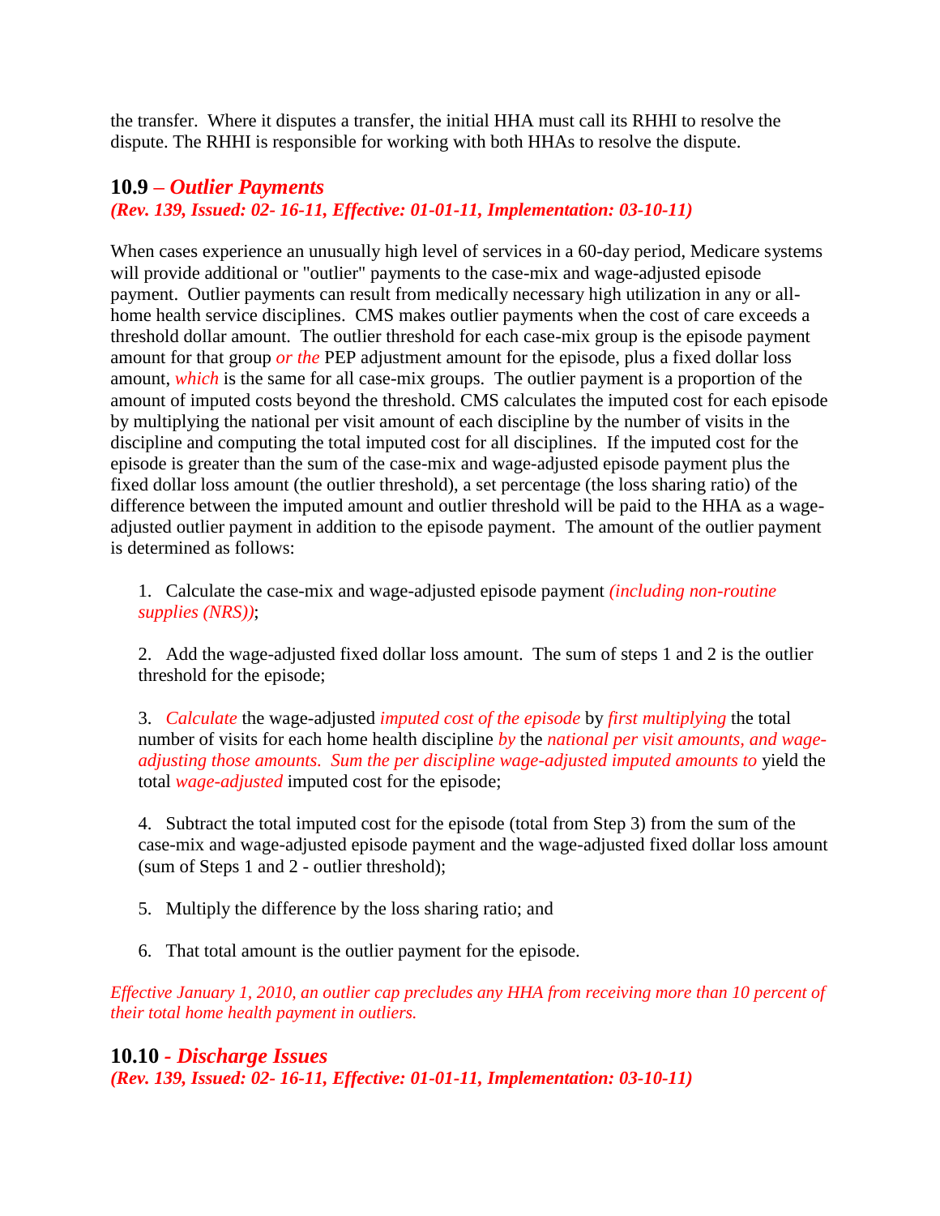the transfer. Where it disputes a transfer, the initial HHA must call its RHHI to resolve the dispute. The RHHI is responsible for working with both HHAs to resolve the dispute.

## 10.9 – *Outlier Payments*

***(Rev. 139, Issued: 02- 16-11, Effective: 01-01-11, Implementation: 03-10-11)***

When cases experience an unusually high level of services in a 60-day period, Medicare systems will provide additional or "outlier" payments to the case-mix and wage-adjusted episode payment. Outlier payments can result from medically necessary high utilization in any or all-home health service disciplines. CMS makes outlier payments when the cost of care exceeds a threshold dollar amount. The outlier threshold for each case-mix group is the episode payment amount for that group *or the* PEP adjustment amount for the episode, plus a fixed dollar loss amount, *which* is the same for all case-mix groups. The outlier payment is a proportion of the amount of imputed costs beyond the threshold. CMS calculates the imputed cost for each episode by multiplying the national per visit amount of each discipline by the number of visits in the discipline and computing the total imputed cost for all disciplines. If the imputed cost for the episode is greater than the sum of the case-mix and wage-adjusted episode payment plus the fixed dollar loss amount (the outlier threshold), a set percentage (the loss sharing ratio) of the difference between the imputed amount and outlier threshold will be paid to the HHA as a wage-adjusted outlier payment in addition to the episode payment. The amount of the outlier payment is determined as follows:

1. Calculate the case-mix and wage-adjusted episode payment *(including non-routine supplies (NRS))*;

2. Add the wage-adjusted fixed dollar loss amount. The sum of steps 1 and 2 is the outlier threshold for the episode;

3. *Calculate* the wage-adjusted *imputed cost of the episode* by *first multiplying* the total number of visits for each home health discipline *by* the *national per visit amounts, and wage-adjusting those amounts. Sum the per discipline wage-adjusted imputed amounts to* yield the total *wage-adjusted* imputed cost for the episode;

4. Subtract the total imputed cost for the episode (total from Step 3) from the sum of the case-mix and wage-adjusted episode payment and the wage-adjusted fixed dollar loss amount (sum of Steps 1 and 2 - outlier threshold);

5. Multiply the difference by the loss sharing ratio; and

6. That total amount is the outlier payment for the episode.

*Effective January 1, 2010, an outlier cap precludes any HHA from receiving more than 10 percent of their total home health payment in outliers.*

## 10.10 - *Discharge Issues*

***(Rev. 139, Issued: 02- 16-11, Effective: 01-01-11, Implementation: 03-10-11)***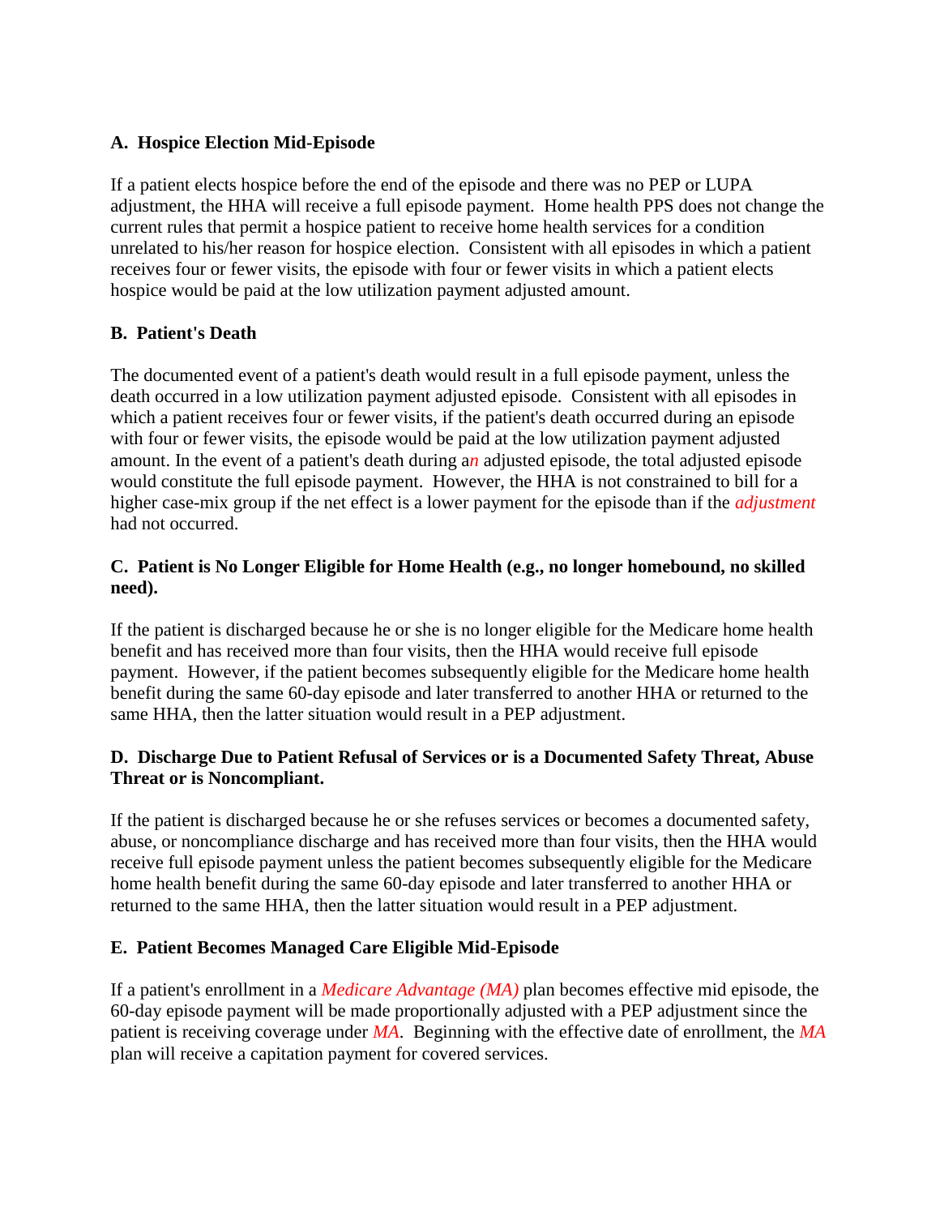**A. Hospice Election Mid-Episode**

If a patient elects hospice before the end of the episode and there was no PEP or LUPA adjustment, the HHA will receive a full episode payment. Home health PPS does not change the current rules that permit a hospice patient to receive home health services for a condition unrelated to his/her reason for hospice election. Consistent with all episodes in which a patient receives four or fewer visits, the episode with four or fewer visits in which a patient elects hospice would be paid at the low utilization payment adjusted amount.

**B. Patient's Death**

The documented event of a patient's death would result in a full episode payment, unless the death occurred in a low utilization payment adjusted episode. Consistent with all episodes in which a patient receives four or fewer visits, if the patient's death occurred during an episode with four or fewer visits, the episode would be paid at the low utilization payment adjusted amount. In the event of a patient's death during a*n* adjusted episode, the total adjusted episode would constitute the full episode payment. However, the HHA is not constrained to bill for a higher case-mix group if the net effect is a lower payment for the episode than if the *adjustment* had not occurred.

**C. Patient is No Longer Eligible for Home Health (e.g., no longer homebound, no skilled need).**

If the patient is discharged because he or she is no longer eligible for the Medicare home health benefit and has received more than four visits, then the HHA would receive full episode payment. However, if the patient becomes subsequently eligible for the Medicare home health benefit during the same 60-day episode and later transferred to another HHA or returned to the same HHA, then the latter situation would result in a PEP adjustment.

**D. Discharge Due to Patient Refusal of Services or is a Documented Safety Threat, Abuse Threat or is Noncompliant.**

If the patient is discharged because he or she refuses services or becomes a documented safety, abuse, or noncompliance discharge and has received more than four visits, then the HHA would receive full episode payment unless the patient becomes subsequently eligible for the Medicare home health benefit during the same 60-day episode and later transferred to another HHA or returned to the same HHA, then the latter situation would result in a PEP adjustment.

**E. Patient Becomes Managed Care Eligible Mid-Episode**

If a patient's enrollment in a *Medicare Advantage (MA)* plan becomes effective mid episode, the 60-day episode payment will be made proportionally adjusted with a PEP adjustment since the patient is receiving coverage under *MA*. Beginning with the effective date of enrollment, the *MA* plan will receive a capitation payment for covered services.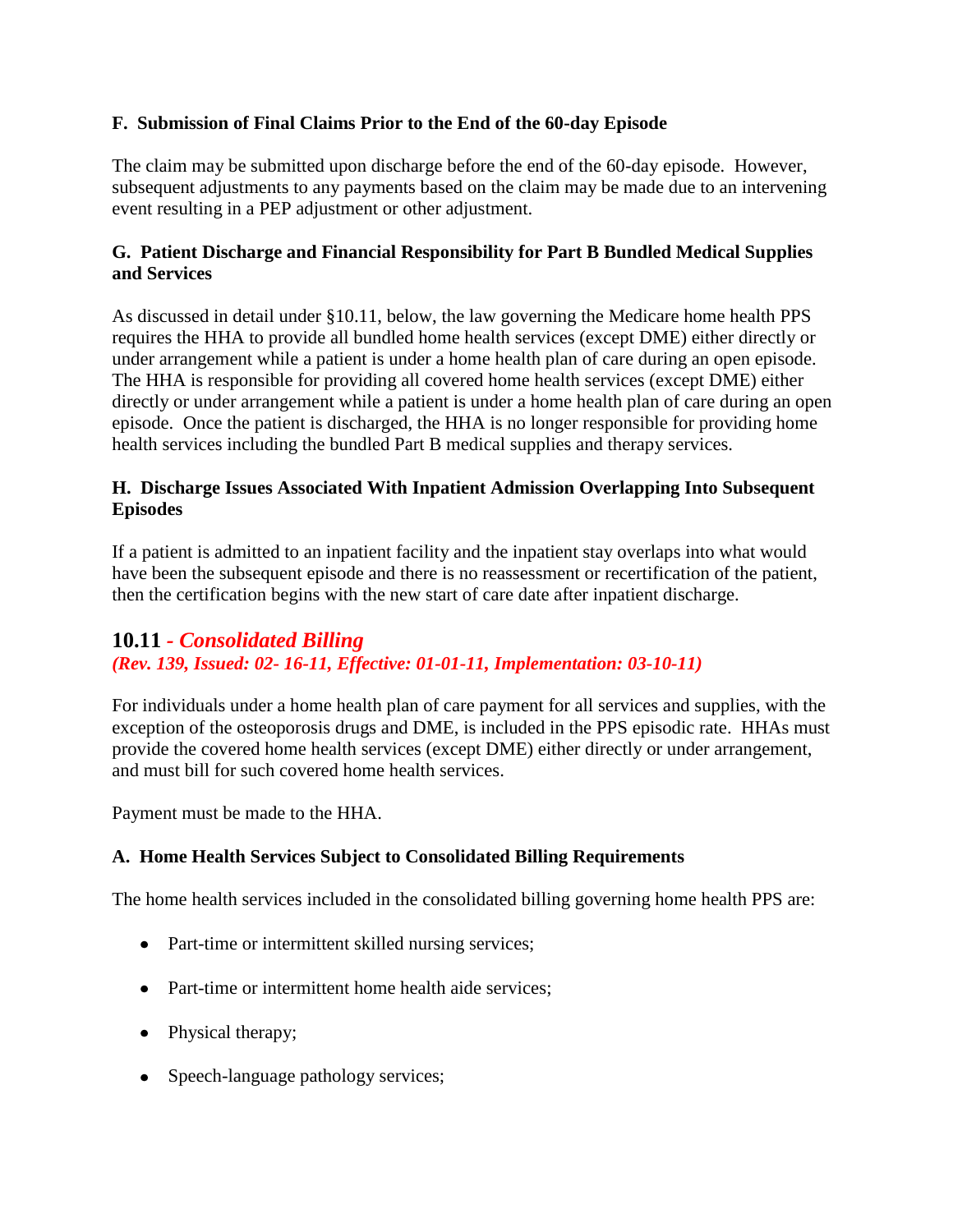### F. Submission of Final Claims Prior to the End of the 60-day Episode

The claim may be submitted upon discharge before the end of the 60-day episode. However, subsequent adjustments to any payments based on the claim may be made due to an intervening event resulting in a PEP adjustment or other adjustment.

### G. Patient Discharge and Financial Responsibility for Part B Bundled Medical Supplies and Services

As discussed in detail under §10.11, below, the law governing the Medicare home health PPS requires the HHA to provide all bundled home health services (except DME) either directly or under arrangement while a patient is under a home health plan of care during an open episode. The HHA is responsible for providing all covered home health services (except DME) either directly or under arrangement while a patient is under a home health plan of care during an open episode. Once the patient is discharged, the HHA is no longer responsible for providing home health services including the bundled Part B medical supplies and therapy services.

### H. Discharge Issues Associated With Inpatient Admission Overlapping Into Subsequent Episodes

If a patient is admitted to an inpatient facility and the inpatient stay overlaps into what would have been the subsequent episode and there is no reassessment or recertification of the patient, then the certification begins with the new start of care date after inpatient discharge.

## 10.11 - *Consolidated Billing*

*(Rev. 139, Issued: 02- 16-11, Effective: 01-01-11, Implementation: 03-10-11)*

For individuals under a home health plan of care payment for all services and supplies, with the exception of the osteoporosis drugs and DME, is included in the PPS episodic rate. HHAs must provide the covered home health services (except DME) either directly or under arrangement, and must bill for such covered home health services.

Payment must be made to the HHA.

### A. Home Health Services Subject to Consolidated Billing Requirements

The home health services included in the consolidated billing governing home health PPS are:

- Part-time or intermittent skilled nursing services;
- Part-time or intermittent home health aide services;
- Physical therapy;
- Speech-language pathology services;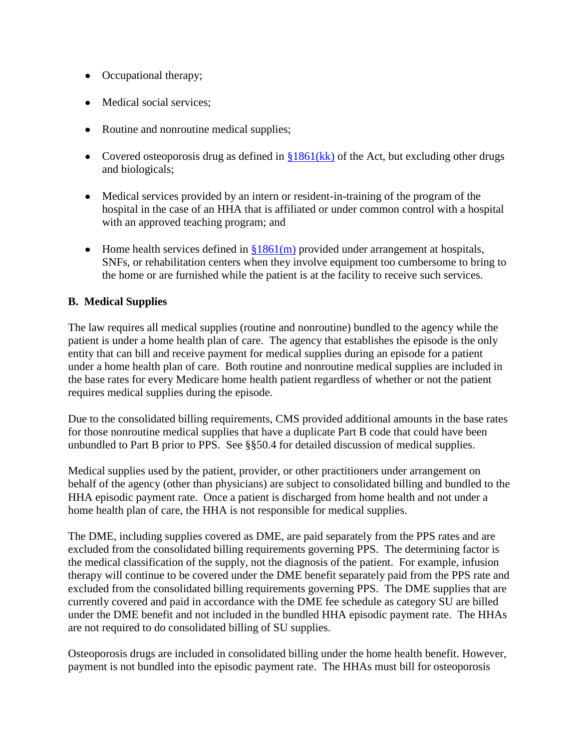- Occupational therapy;
- Medical social services;
- Routine and nonroutine medical supplies;
- Covered osteoporosis drug as defined in §1861(kk) of the Act, but excluding other drugs and biologicals;
- Medical services provided by an intern or resident-in-training of the program of the hospital in the case of an HHA that is affiliated or under common control with a hospital with an approved teaching program; and
- Home health services defined in §1861(m) provided under arrangement at hospitals, SNFs, or rehabilitation centers when they involve equipment too cumbersome to bring to the home or are furnished while the patient is at the facility to receive such services.

**B. Medical Supplies**

The law requires all medical supplies (routine and nonroutine) bundled to the agency while the patient is under a home health plan of care. The agency that establishes the episode is the only entity that can bill and receive payment for medical supplies during an episode for a patient under a home health plan of care. Both routine and nonroutine medical supplies are included in the base rates for every Medicare home health patient regardless of whether or not the patient requires medical supplies during the episode.

Due to the consolidated billing requirements, CMS provided additional amounts in the base rates for those nonroutine medical supplies that have a duplicate Part B code that could have been unbundled to Part B prior to PPS. See §§50.4 for detailed discussion of medical supplies.

Medical supplies used by the patient, provider, or other practitioners under arrangement on behalf of the agency (other than physicians) are subject to consolidated billing and bundled to the HHA episodic payment rate. Once a patient is discharged from home health and not under a home health plan of care, the HHA is not responsible for medical supplies.

The DME, including supplies covered as DME, are paid separately from the PPS rates and are excluded from the consolidated billing requirements governing PPS. The determining factor is the medical classification of the supply, not the diagnosis of the patient. For example, infusion therapy will continue to be covered under the DME benefit separately paid from the PPS rate and excluded from the consolidated billing requirements governing PPS. The DME supplies that are currently covered and paid in accordance with the DME fee schedule as category SU are billed under the DME benefit and not included in the bundled HHA episodic payment rate. The HHAs are not required to do consolidated billing of SU supplies.

Osteoporosis drugs are included in consolidated billing under the home health benefit. However, payment is not bundled into the episodic payment rate. The HHAs must bill for osteoporosis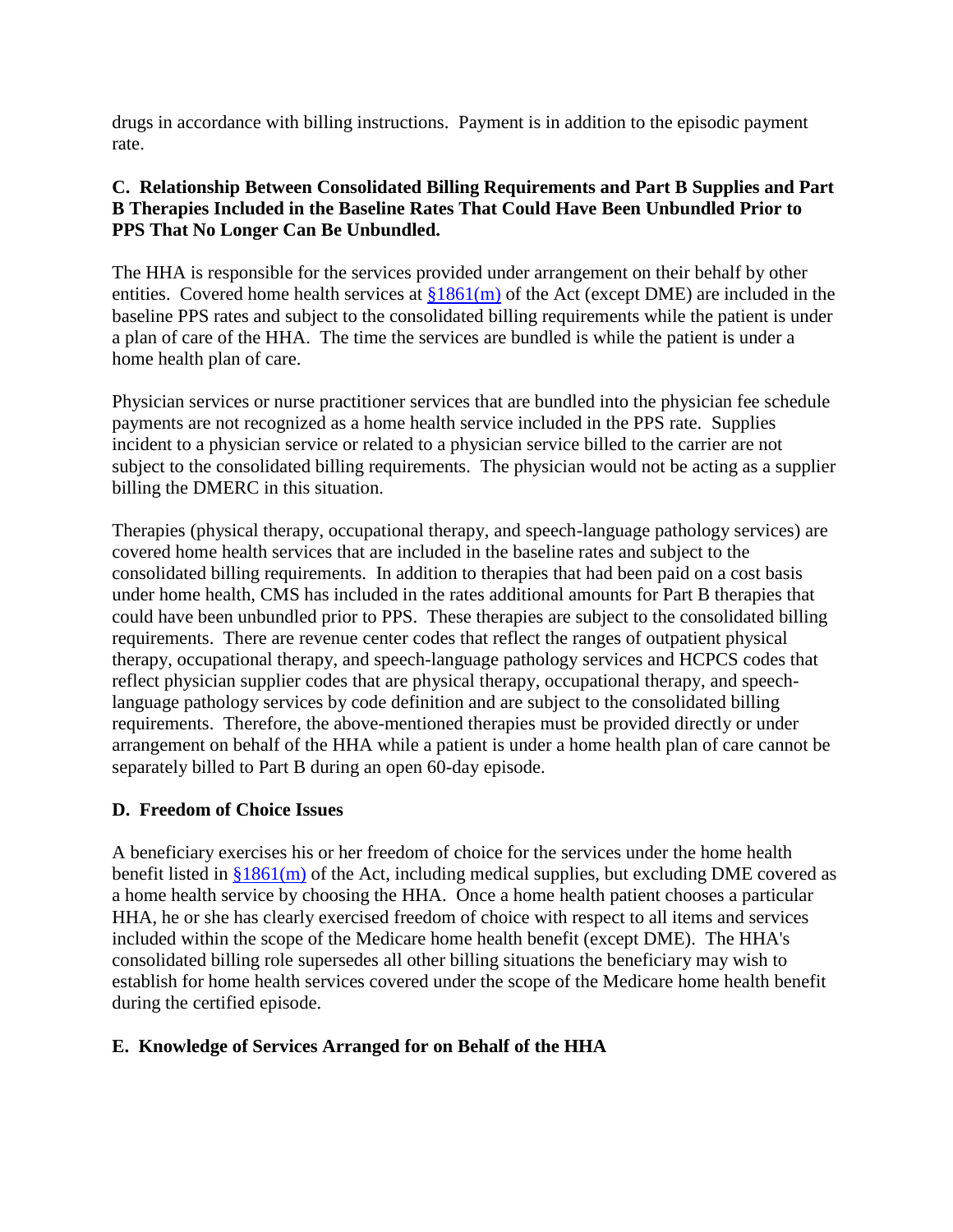drugs in accordance with billing instructions. Payment is in addition to the episodic payment rate.

### C. Relationship Between Consolidated Billing Requirements and Part B Supplies and Part B Therapies Included in the Baseline Rates That Could Have Been Unbundled Prior to PPS That No Longer Can Be Unbundled.

The HHA is responsible for the services provided under arrangement on their behalf by other entities. Covered home health services at §1861(m) of the Act (except DME) are included in the baseline PPS rates and subject to the consolidated billing requirements while the patient is under a plan of care of the HHA. The time the services are bundled is while the patient is under a home health plan of care.

Physician services or nurse practitioner services that are bundled into the physician fee schedule payments are not recognized as a home health service included in the PPS rate. Supplies incident to a physician service or related to a physician service billed to the carrier are not subject to the consolidated billing requirements. The physician would not be acting as a supplier billing the DMERC in this situation.

Therapies (physical therapy, occupational therapy, and speech-language pathology services) are covered home health services that are included in the baseline rates and subject to the consolidated billing requirements. In addition to therapies that had been paid on a cost basis under home health, CMS has included in the rates additional amounts for Part B therapies that could have been unbundled prior to PPS. These therapies are subject to the consolidated billing requirements. There are revenue center codes that reflect the ranges of outpatient physical therapy, occupational therapy, and speech-language pathology services and HCPCS codes that reflect physician supplier codes that are physical therapy, occupational therapy, and speech-language pathology services by code definition and are subject to the consolidated billing requirements. Therefore, the above-mentioned therapies must be provided directly or under arrangement on behalf of the HHA while a patient is under a home health plan of care cannot be separately billed to Part B during an open 60-day episode.

### D. Freedom of Choice Issues

A beneficiary exercises his or her freedom of choice for the services under the home health benefit listed in §1861(m) of the Act, including medical supplies, but excluding DME covered as a home health service by choosing the HHA. Once a home health patient chooses a particular HHA, he or she has clearly exercised freedom of choice with respect to all items and services included within the scope of the Medicare home health benefit (except DME). The HHA's consolidated billing role supersedes all other billing situations the beneficiary may wish to establish for home health services covered under the scope of the Medicare home health benefit during the certified episode.

### E. Knowledge of Services Arranged for on Behalf of the HHA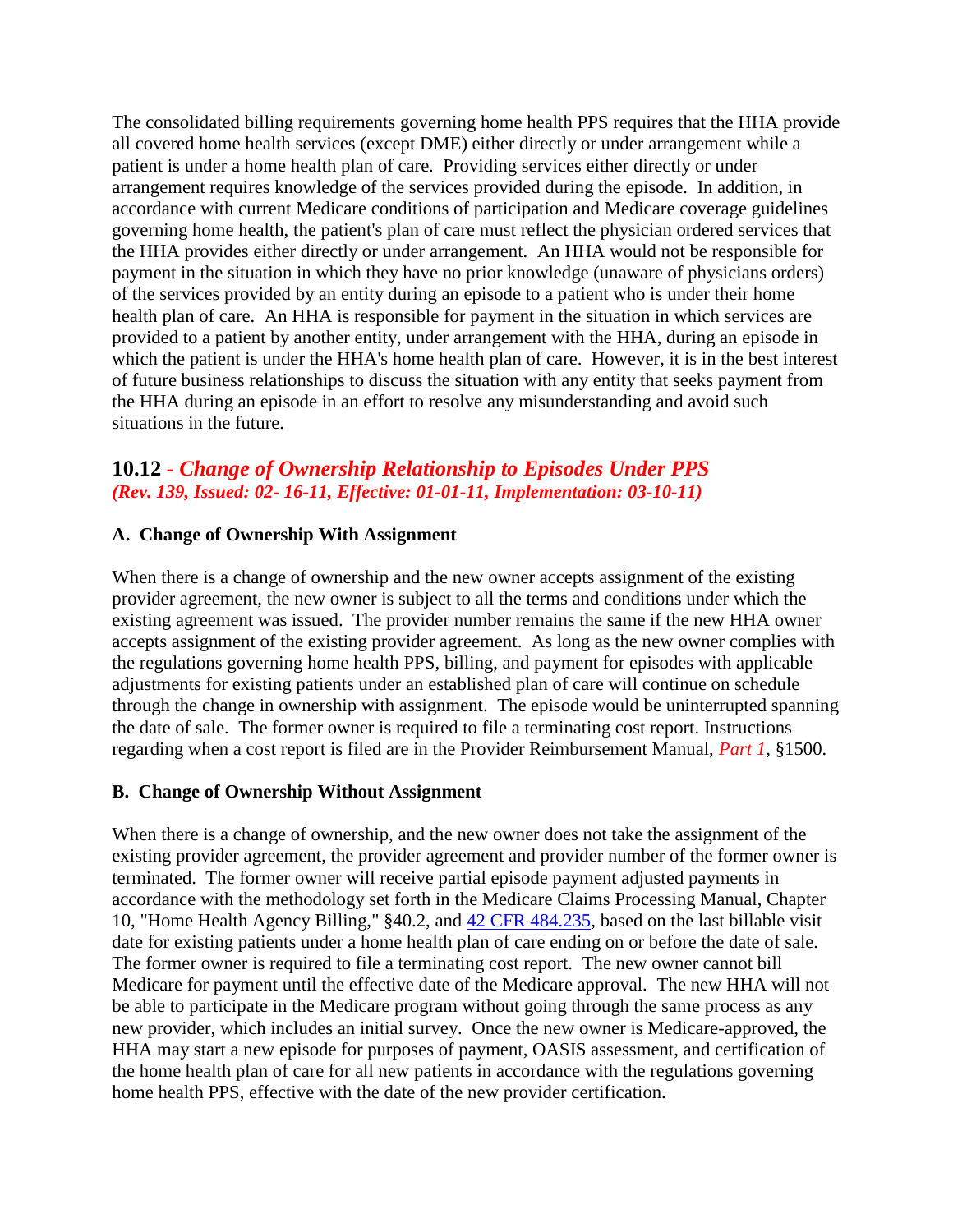The consolidated billing requirements governing home health PPS requires that the HHA provide all covered home health services (except DME) either directly or under arrangement while a patient is under a home health plan of care. Providing services either directly or under arrangement requires knowledge of the services provided during the episode. In addition, in accordance with current Medicare conditions of participation and Medicare coverage guidelines governing home health, the patient's plan of care must reflect the physician ordered services that the HHA provides either directly or under arrangement. An HHA would not be responsible for payment in the situation in which they have no prior knowledge (unaware of physicians orders) of the services provided by an entity during an episode to a patient who is under their home health plan of care. An HHA is responsible for payment in the situation in which services are provided to a patient by another entity, under arrangement with the HHA, during an episode in which the patient is under the HHA's home health plan of care. However, it is in the best interest of future business relationships to discuss the situation with any entity that seeks payment from the HHA during an episode in an effort to resolve any misunderstanding and avoid such situations in the future.

## 10.12 - *Change of Ownership Relationship to Episodes Under PPS*
***(Rev. 139, Issued: 02- 16-11, Effective: 01-01-11, Implementation: 03-10-11)***

### A. Change of Ownership With Assignment

When there is a change of ownership and the new owner accepts assignment of the existing provider agreement, the new owner is subject to all the terms and conditions under which the existing agreement was issued. The provider number remains the same if the new HHA owner accepts assignment of the existing provider agreement. As long as the new owner complies with the regulations governing home health PPS, billing, and payment for episodes with applicable adjustments for existing patients under an established plan of care will continue on schedule through the change in ownership with assignment. The episode would be uninterrupted spanning the date of sale. The former owner is required to file a terminating cost report. Instructions regarding when a cost report is filed are in the Provider Reimbursement Manual, *Part 1*, §1500.

### B. Change of Ownership Without Assignment

When there is a change of ownership, and the new owner does not take the assignment of the existing provider agreement, the provider agreement and provider number of the former owner is terminated. The former owner will receive partial episode payment adjusted payments in accordance with the methodology set forth in the Medicare Claims Processing Manual, Chapter 10, "Home Health Agency Billing," §40.2, and 42 CFR 484.235, based on the last billable visit date for existing patients under a home health plan of care ending on or before the date of sale. The former owner is required to file a terminating cost report. The new owner cannot bill Medicare for payment until the effective date of the Medicare approval. The new HHA will not be able to participate in the Medicare program without going through the same process as any new provider, which includes an initial survey. Once the new owner is Medicare-approved, the HHA may start a new episode for purposes of payment, OASIS assessment, and certification of the home health plan of care for all new patients in accordance with the regulations governing home health PPS, effective with the date of the new provider certification.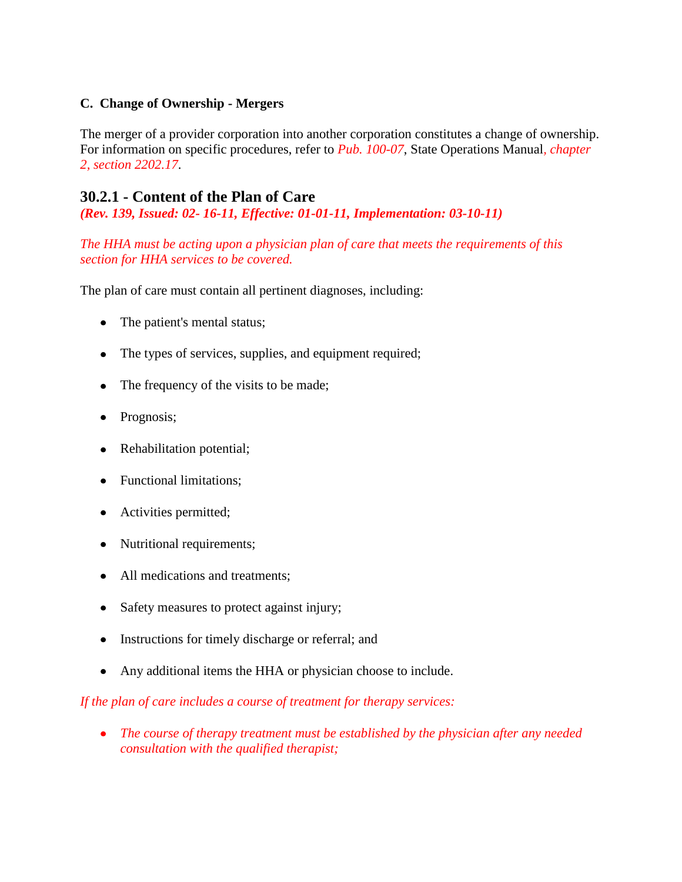**C. Change of Ownership - Mergers**

The merger of a provider corporation into another corporation constitutes a change of ownership. For information on specific procedures, refer to *Pub. 100-07*, State Operations Manual*, chapter 2, section 2202.17*.

## 30.2.1 - Content of the Plan of Care

***(Rev. 139, Issued: 02- 16-11, Effective: 01-01-11, Implementation: 03-10-11)***

*The HHA must be acting upon a physician plan of care that meets the requirements of this section for HHA services to be covered.*

The plan of care must contain all pertinent diagnoses, including:

- The patient's mental status;
- The types of services, supplies, and equipment required;
- The frequency of the visits to be made;
- Prognosis;
- Rehabilitation potential;
- Functional limitations;
- Activities permitted;
- Nutritional requirements;
- All medications and treatments;
- Safety measures to protect against injury;
- Instructions for timely discharge or referral; and
- Any additional items the HHA or physician choose to include.

*If the plan of care includes a course of treatment for therapy services:*

- *The course of therapy treatment must be established by the physician after any needed consultation with the qualified therapist;*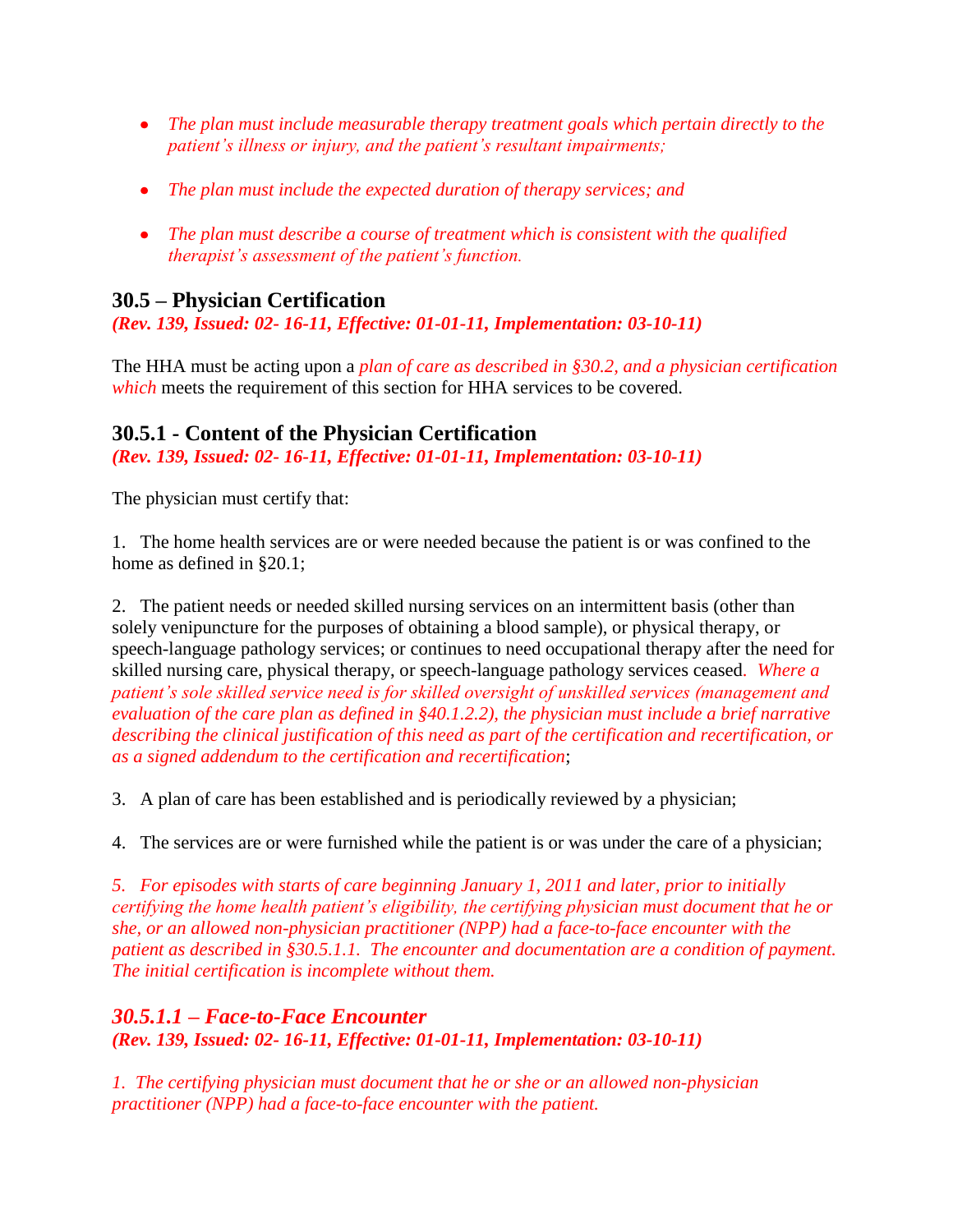- *The plan must include measurable therapy treatment goals which pertain directly to the patient's illness or injury, and the patient's resultant impairments;*

- *The plan must include the expected duration of therapy services; and*

- *The plan must describe a course of treatment which is consistent with the qualified therapist's assessment of the patient's function.*

## 30.5 – Physician Certification

***(Rev. 139, Issued: 02- 16-11, Effective: 01-01-11, Implementation: 03-10-11)***

The HHA must be acting upon a *plan of care as described in §30.2, and a physician certification which* meets the requirement of this section for HHA services to be covered.

## 30.5.1 - Content of the Physician Certification

***(Rev. 139, Issued: 02- 16-11, Effective: 01-01-11, Implementation: 03-10-11)***

The physician must certify that:

1. The home health services are or were needed because the patient is or was confined to the home as defined in §20.1;

2. The patient needs or needed skilled nursing services on an intermittent basis (other than solely venipuncture for the purposes of obtaining a blood sample), or physical therapy, or speech-language pathology services; or continues to need occupational therapy after the need for skilled nursing care, physical therapy, or speech-language pathology services ceased. *Where a patient's sole skilled service need is for skilled oversight of unskilled services (management and evaluation of the care plan as defined in §40.1.2.2), the physician must include a brief narrative describing the clinical justification of this need as part of the certification and recertification, or as a signed addendum to the certification and recertification*;

3. A plan of care has been established and is periodically reviewed by a physician;

4. The services are or were furnished while the patient is or was under the care of a physician;

*5. For episodes with starts of care beginning January 1, 2011 and later, prior to initially certifying the home health patient's eligibility, the certifying physician must document that he or she, or an allowed non-physician practitioner (NPP) had a face-to-face encounter with the patient as described in §30.5.1.1. The encounter and documentation are a condition of payment. The initial certification is incomplete without them.*

## *30.5.1.1 – Face-to-Face Encounter*

***(Rev. 139, Issued: 02- 16-11, Effective: 01-01-11, Implementation: 03-10-11)***

*1. The certifying physician must document that he or she or an allowed non-physician practitioner (NPP) had a face-to-face encounter with the patient.*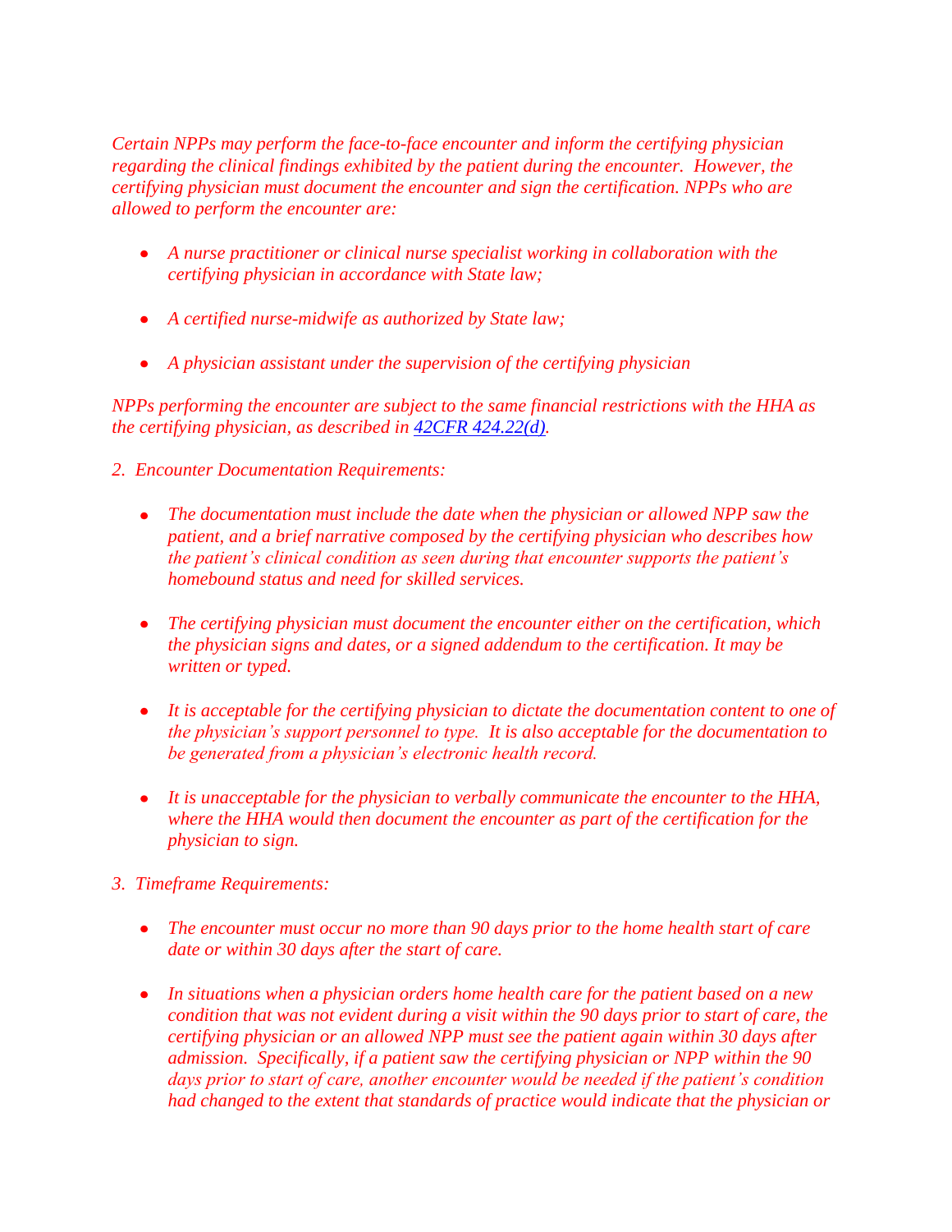*Certain NPPs may perform the face-to-face encounter and inform the certifying physician regarding the clinical findings exhibited by the patient during the encounter. However, the certifying physician must document the encounter and sign the certification. NPPs who are allowed to perform the encounter are:*

- *A nurse practitioner or clinical nurse specialist working in collaboration with the certifying physician in accordance with State law;*
- *A certified nurse-midwife as authorized by State law;*
- *A physician assistant under the supervision of the certifying physician*

*NPPs performing the encounter are subject to the same financial restrictions with the HHA as the certifying physician, as described in [42CFR 424.22(d)](42CFR 424.22(d)).*

*2. Encounter Documentation Requirements:*

- *The documentation must include the date when the physician or allowed NPP saw the patient, and a brief narrative composed by the certifying physician who describes how the patient's clinical condition as seen during that encounter supports the patient's homebound status and need for skilled services.*
- *The certifying physician must document the encounter either on the certification, which the physician signs and dates, or a signed addendum to the certification. It may be written or typed.*
- *It is acceptable for the certifying physician to dictate the documentation content to one of the physician's support personnel to type. It is also acceptable for the documentation to be generated from a physician's electronic health record.*
- *It is unacceptable for the physician to verbally communicate the encounter to the HHA, where the HHA would then document the encounter as part of the certification for the physician to sign.*

*3. Timeframe Requirements:*

- *The encounter must occur no more than 90 days prior to the home health start of care date or within 30 days after the start of care.*
- *In situations when a physician orders home health care for the patient based on a new condition that was not evident during a visit within the 90 days prior to start of care, the certifying physician or an allowed NPP must see the patient again within 30 days after admission. Specifically, if a patient saw the certifying physician or NPP within the 90 days prior to start of care, another encounter would be needed if the patient's condition had changed to the extent that standards of practice would indicate that the physician or*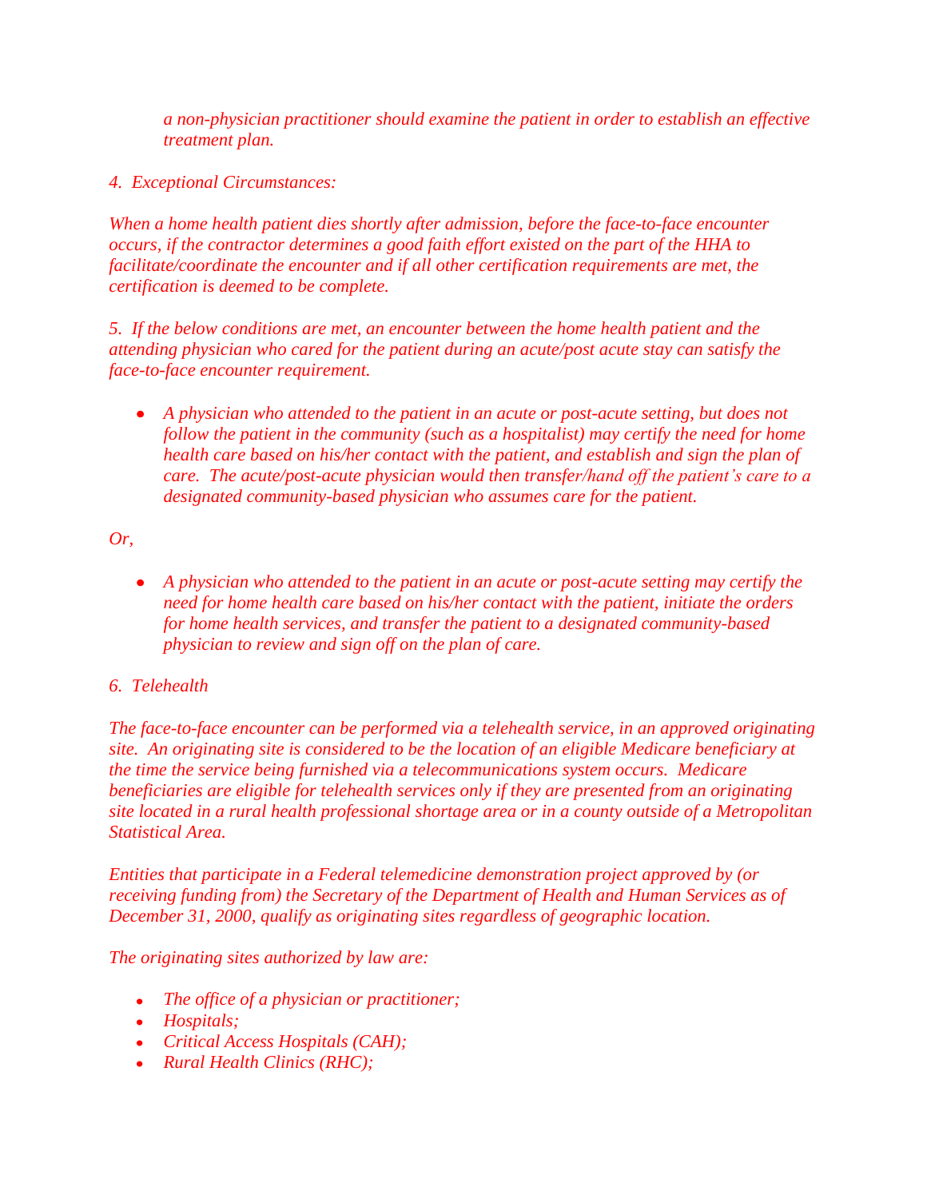*a non-physician practitioner should examine the patient in order to establish an effective treatment plan.*

*4. Exceptional Circumstances:*

*When a home health patient dies shortly after admission, before the face-to-face encounter occurs, if the contractor determines a good faith effort existed on the part of the HHA to facilitate/coordinate the encounter and if all other certification requirements are met, the certification is deemed to be complete.*

*5. If the below conditions are met, an encounter between the home health patient and the attending physician who cared for the patient during an acute/post acute stay can satisfy the face-to-face encounter requirement.*

- *A physician who attended to the patient in an acute or post-acute setting, but does not follow the patient in the community (such as a hospitalist) may certify the need for home health care based on his/her contact with the patient, and establish and sign the plan of care. The acute/post-acute physician would then transfer/hand off the patient's care to a designated community-based physician who assumes care for the patient.*

*Or,*

- *A physician who attended to the patient in an acute or post-acute setting may certify the need for home health care based on his/her contact with the patient, initiate the orders for home health services, and transfer the patient to a designated community-based physician to review and sign off on the plan of care.*

*6. Telehealth*

*The face-to-face encounter can be performed via a telehealth service, in an approved originating site. An originating site is considered to be the location of an eligible Medicare beneficiary at the time the service being furnished via a telecommunications system occurs. Medicare beneficiaries are eligible for telehealth services only if they are presented from an originating site located in a rural health professional shortage area or in a county outside of a Metropolitan Statistical Area.*

*Entities that participate in a Federal telemedicine demonstration project approved by (or receiving funding from) the Secretary of the Department of Health and Human Services as of December 31, 2000, qualify as originating sites regardless of geographic location.*

*The originating sites authorized by law are:*

- *The office of a physician or practitioner;*
- *Hospitals;*
- *Critical Access Hospitals (CAH);*
- *Rural Health Clinics (RHC);*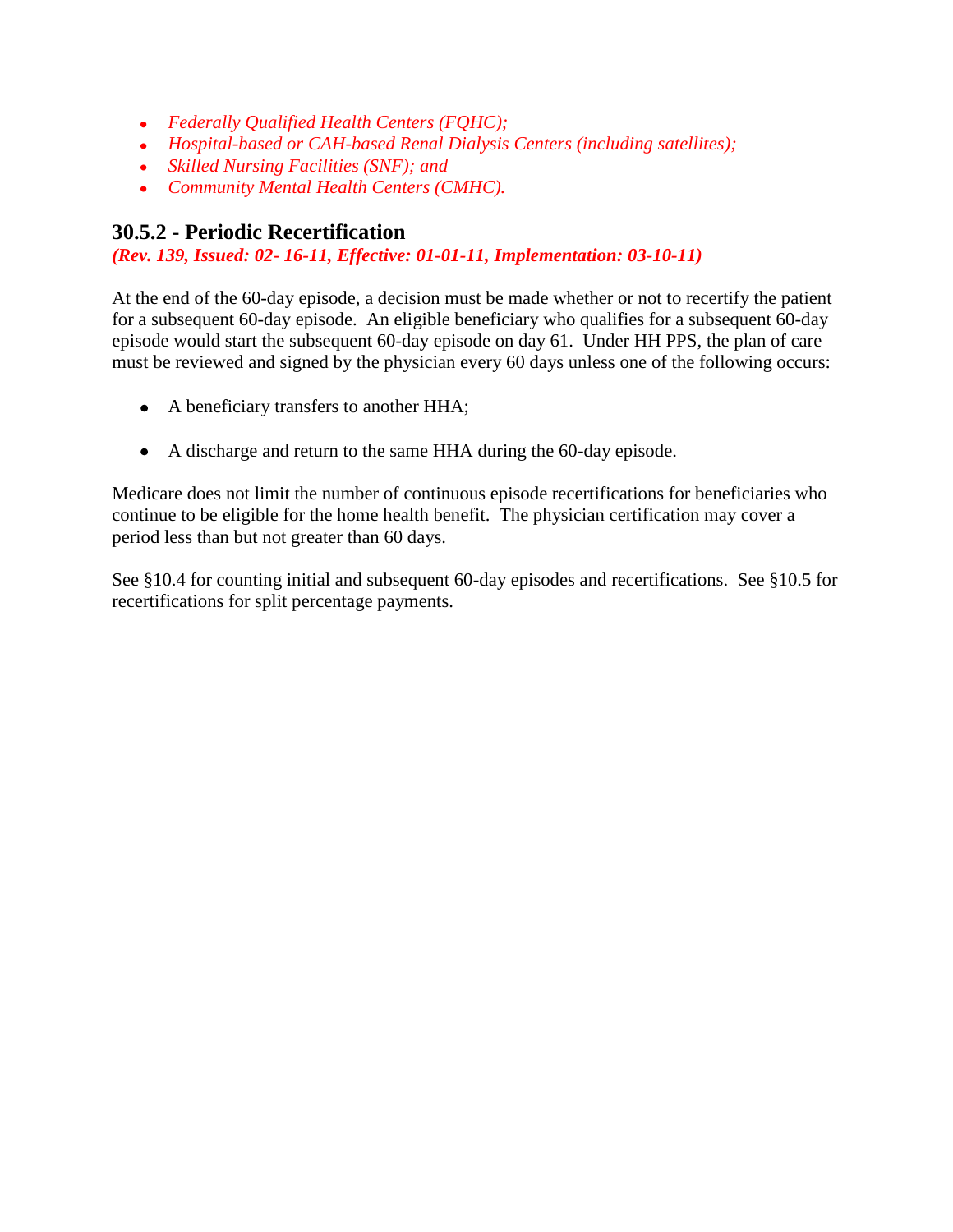- *Federally Qualified Health Centers (FQHC);*
- *Hospital-based or CAH-based Renal Dialysis Centers (including satellites);*
- *Skilled Nursing Facilities (SNF); and*
- *Community Mental Health Centers (CMHC).*

### 30.5.2 - Periodic Recertification

***(Rev. 139, Issued: 02- 16-11, Effective: 01-01-11, Implementation: 03-10-11)***

At the end of the 60-day episode, a decision must be made whether or not to recertify the patient for a subsequent 60-day episode. An eligible beneficiary who qualifies for a subsequent 60-day episode would start the subsequent 60-day episode on day 61. Under HH PPS, the plan of care must be reviewed and signed by the physician every 60 days unless one of the following occurs:

- A beneficiary transfers to another HHA;
- A discharge and return to the same HHA during the 60-day episode.

Medicare does not limit the number of continuous episode recertifications for beneficiaries who continue to be eligible for the home health benefit. The physician certification may cover a period less than but not greater than 60 days.

See §10.4 for counting initial and subsequent 60-day episodes and recertifications. See §10.5 for recertifications for split percentage payments.